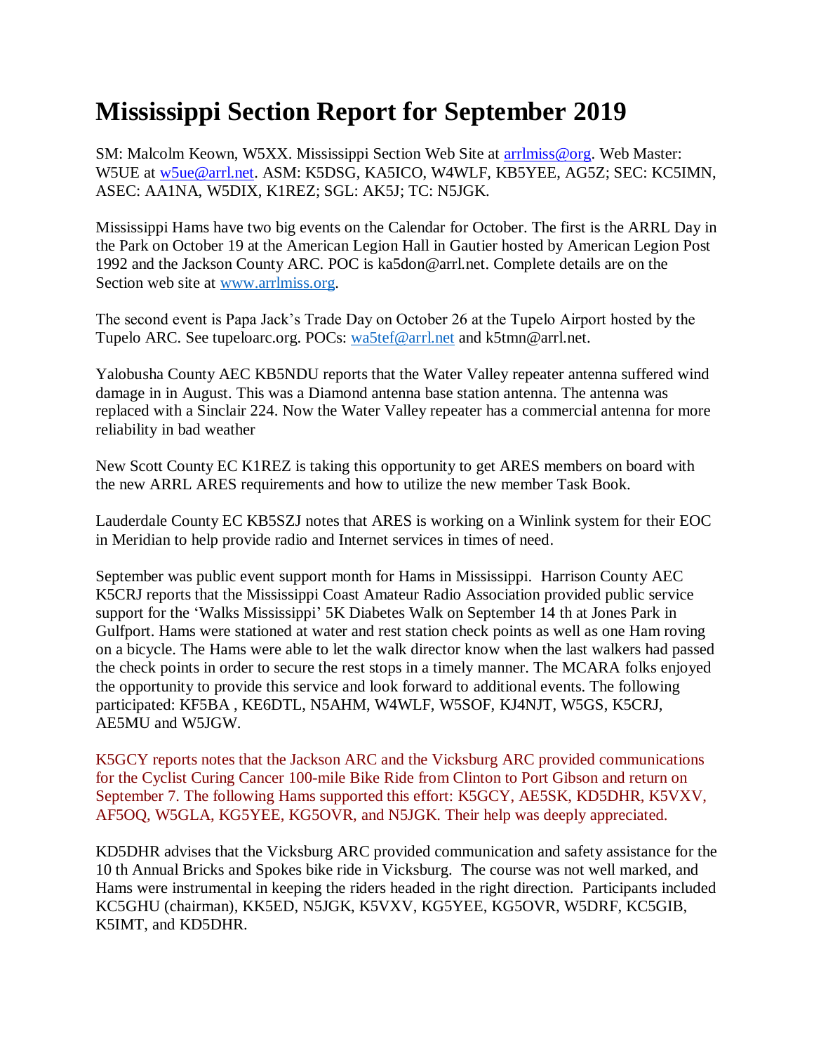# Mississippi Section Report for September 2019

SM: Malcolm Keown, W5XX. Mississippi Section Web Site at arrlmiss@org. Web Master: W5UE at w5ue@arrl.net. ASM: K5DSG, KA5ICO, W4WLF, KB5YEE, AG5Z; SEC: KC5IMN, ASEC: AA1NA, W5DIX, K1REZ; SGL: AK5J; TC: N5JGK.

Mississippi Hams have two big events on the Calendar for October. The first is the ARRL Day in the Park on October 19 at the American Legion Hall in Gautier hosted by American Legion Post 1992 and the Jackson County ARC. POC is ka5don@arrl.net. Complete details are on the Section web site at www.arrlmiss.org.

The second event is Papa Jack's Trade Day on October 26 at the Tupelo Airport hosted by the Tupelo ARC. See tupeloarc.org. POCs: wa5tef@arrl.net and k5tmn@arrl.net.

Yalobusha County AEC KB5NDU reports that the Water Valley repeater antenna suffered wind damage in in August. This was a Diamond antenna base station antenna. The antenna was replaced with a Sinclair 224. Now the Water Valley repeater has a commercial antenna for more reliability in bad weather

New Scott County EC K1REZ is taking this opportunity to get ARES members on board with the new ARRL ARES requirements and how to utilize the new member Task Book.

Lauderdale County EC KB5SZJ notes that ARES is working on a Winlink system for their EOC in Meridian to help provide radio and Internet services in times of need.

September was public event support month for Hams in Mississippi. Harrison County AEC K5CRJ reports that the Mississippi Coast Amateur Radio Association provided public service support for the 'Walks Mississippi' 5K Diabetes Walk on September 14 th at Jones Park in Gulfport. Hams were stationed at water and rest station check points as well as one Ham roving on a bicycle. The Hams were able to let the walk director know when the last walkers had passed the check points in order to secure the rest stops in a timely manner. The MCARA folks enjoyed the opportunity to provide this service and look forward to additional events. The following participated: KF5BA , KE6DTL, N5AHM, W4WLF, W5SOF, KJ4NJT, W5GS, K5CRJ, AE5MU and W5JGW.

K5GCY reports notes that the Jackson ARC and the Vicksburg ARC provided communications for the Cyclist Curing Cancer 100-mile Bike Ride from Clinton to Port Gibson and return on September 7. The following Hams supported this effort: K5GCY, AE5SK, KD5DHR, K5VXV, AF5OQ, W5GLA, KG5YEE, KG5OVR, and N5JGK. Their help was deeply appreciated.

KD5DHR advises that the Vicksburg ARC provided communication and safety assistance for the 10 th Annual Bricks and Spokes bike ride in Vicksburg. The course was not well marked, and Hams were instrumental in keeping the riders headed in the right direction. Participants included KC5GHU (chairman), KK5ED, N5JGK, K5VXV, KG5YEE, KG5OVR, W5DRF, KC5GIB, K5IMT, and KD5DHR.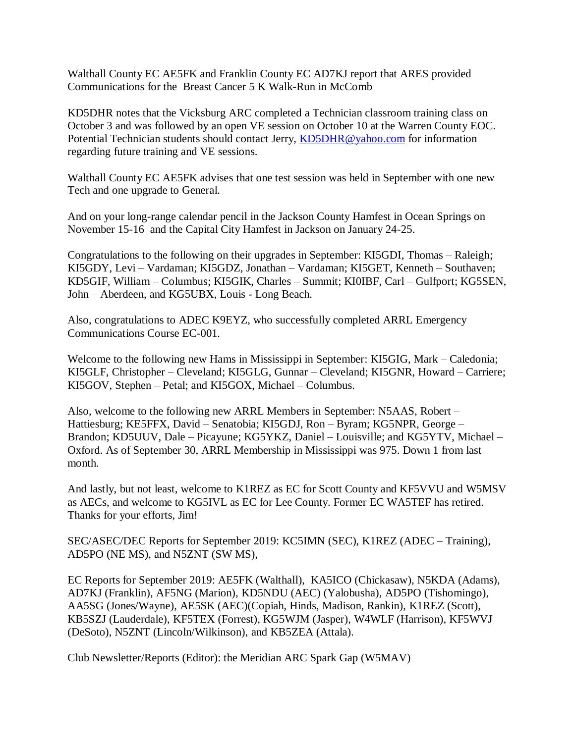Walthall County EC AE5FK and Franklin County EC AD7KJ report that ARES provided Communications for the Breast Cancer 5 K Walk-Run in McComb

KD5DHR notes that the Vicksburg ARC completed a Technician classroom training class on October 3 and was followed by an open VE session on October 10 at the Warren County EOC. Potential Technician students should contact Jerry, KD5DHR@yahoo.com for information regarding future training and VE sessions.

Walthall County EC AE5FK advises that one test session was held in September with one new Tech and one upgrade to General.

And on your long-range calendar pencil in the Jackson County Hamfest in Ocean Springs on November 15-16 and the Capital City Hamfest in Jackson on January 24-25.

Congratulations to the following on their upgrades in September: KI5GDI, Thomas – Raleigh; KI5GDY, Levi – Vardaman; KI5GDZ, Jonathan – Vardaman; KI5GET, Kenneth – Southaven; KD5GIF, William – Columbus; KI5GIK, Charles – Summit; KI0IBF, Carl – Gulfport; KG5SEN, John – Aberdeen, and KG5UBX, Louis - Long Beach.

Also, congratulations to ADEC K9EYZ, who successfully completed ARRL Emergency Communications Course EC-001.

Welcome to the following new Hams in Mississippi in September: KI5GIG, Mark – Caledonia; KI5GLF, Christopher – Cleveland; KI5GLG, Gunnar – Cleveland; KI5GNR, Howard – Carriere; KI5GOV, Stephen – Petal; and KI5GOX, Michael – Columbus.

Also, welcome to the following new ARRL Members in September: N5AAS, Robert – Hattiesburg; KE5FFX, David – Senatobia; KI5GDJ, Ron – Byram; KG5NPR, George – Brandon; KD5UUV, Dale – Picayune; KG5YKZ, Daniel – Louisville; and KG5YTV, Michael – Oxford. As of September 30, ARRL Membership in Mississippi was 975. Down 1 from last month.

And lastly, but not least, welcome to K1REZ as EC for Scott County and KF5VVU and W5MSV as AECs, and welcome to KG5IVL as EC for Lee County. Former EC WA5TEF has retired. Thanks for your efforts, Jim!

SEC/ASEC/DEC Reports for September 2019: KC5IMN (SEC), K1REZ (ADEC – Training), AD5PO (NE MS), and N5ZNT (SW MS),

EC Reports for September 2019: AE5FK (Walthall), KA5ICO (Chickasaw), N5KDA (Adams), AD7KJ (Franklin), AF5NG (Marion), KD5NDU (AEC) (Yalobusha), AD5PO (Tishomingo), AA5SG (Jones/Wayne), AE5SK (AEC)(Copiah, Hinds, Madison, Rankin), K1REZ (Scott), KB5SZJ (Lauderdale), KF5TEX (Forrest), KG5WJM (Jasper), W4WLF (Harrison), KF5WVJ (DeSoto), N5ZNT (Lincoln/Wilkinson), and KB5ZEA (Attala).

Club Newsletter/Reports (Editor): the Meridian ARC Spark Gap (W5MAV)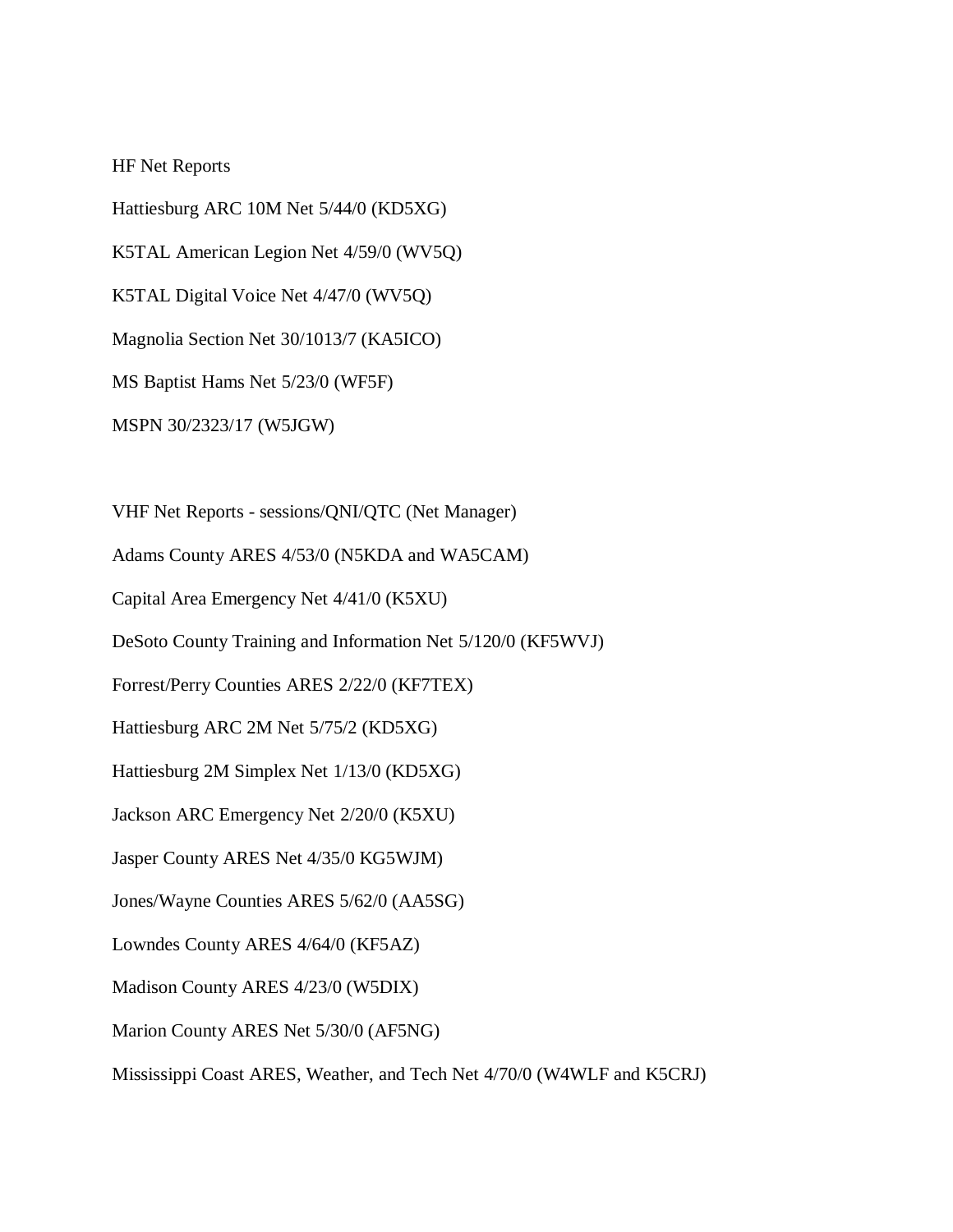HF Net Reports

Hattiesburg ARC 10M Net 5/44/0 (KD5XG)

K5TAL American Legion Net 4/59/0 (WV5Q)

K5TAL Digital Voice Net 4/47/0 (WV5Q)

Magnolia Section Net 30/1013/7 (KA5ICO)

MS Baptist Hams Net 5/23/0 (WF5F)

MSPN 30/2323/17 (W5JGW)

VHF Net Reports - sessions/QNI/QTC (Net Manager)

Adams County ARES 4/53/0 (N5KDA and WA5CAM)

Capital Area Emergency Net 4/41/0 (K5XU)

DeSoto County Training and Information Net 5/120/0 (KF5WVJ)

Forrest/Perry Counties ARES 2/22/0 (KF7TEX)

Hattiesburg ARC 2M Net 5/75/2 (KD5XG)

Hattiesburg 2M Simplex Net 1/13/0 (KD5XG)

Jackson ARC Emergency Net 2/20/0 (K5XU)

Jasper County ARES Net 4/35/0 KG5WJM)

Jones/Wayne Counties ARES 5/62/0 (AA5SG)

Lowndes County ARES 4/64/0 (KF5AZ)

Madison County ARES 4/23/0 (W5DIX)

Marion County ARES Net 5/30/0 (AF5NG)

Mississippi Coast ARES, Weather, and Tech Net 4/70/0 (W4WLF and K5CRJ)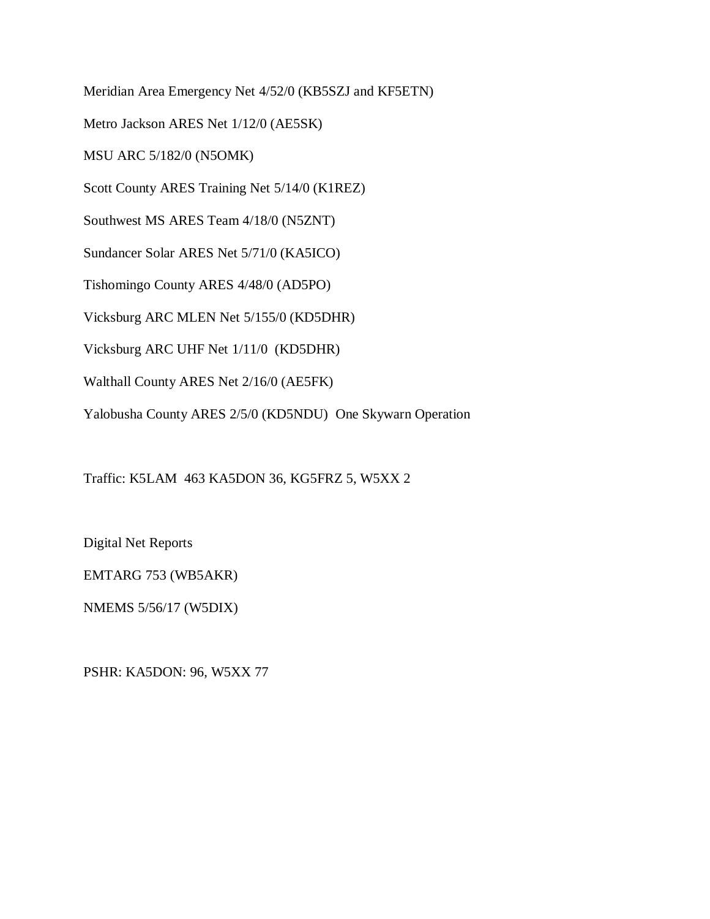Meridian Area Emergency Net 4/52/0 (KB5SZJ and KF5ETN)

Metro Jackson ARES Net 1/12/0 (AE5SK)

MSU ARC 5/182/0 (N5OMK)

Scott County ARES Training Net 5/14/0 (K1REZ)

Southwest MS ARES Team 4/18/0 (N5ZNT)

Sundancer Solar ARES Net 5/71/0 (KA5ICO)

Tishomingo County ARES 4/48/0 (AD5PO)

Vicksburg ARC MLEN Net 5/155/0 (KD5DHR)

Vicksburg ARC UHF Net 1/11/0 (KD5DHR)

Walthall County ARES Net 2/16/0 (AE5FK)

Yalobusha County ARES 2/5/0 (KD5NDU) One Skywarn Operation

Traffic: K5LAM 463 KA5DON 36, KG5FRZ 5, W5XX 2

Digital Net Reports

EMTARG 753 (WB5AKR)

NMEMS 5/56/17 (W5DIX)

PSHR: KA5DON: 96, W5XX 77